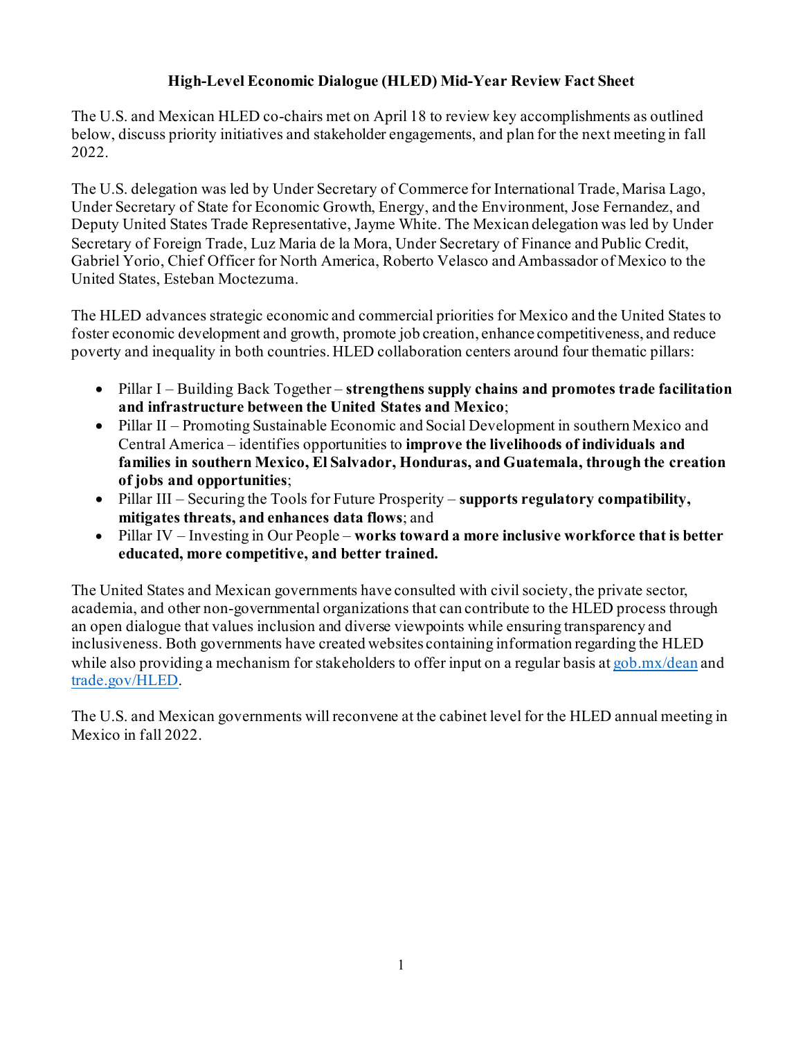# High-Level Economic Dialogue (HLED) Mid-Year Review Fact Sheet

The U.S. and Mexican HLED co-chairs met on April 18 to review key accomplishments as outlined below, discuss priority initiatives and stakeholder engagements, and plan for the next meeting in fall 2022.

The U.S. delegation was led by Under Secretary of Commerce for International Trade, Marisa Lago, Under Secretary of State for Economic Growth, Energy, and the Environment, Jose Fernandez, and Deputy United States Trade Representative, Jayme White. The Mexican delegation was led by Under Secretary of Foreign Trade, Luz Maria de la Mora, Under Secretary of Finance and Public Credit, Gabriel Yorio, Chief Officer for North America, Roberto Velasco and Ambassador of Mexico to the United States, Esteban Moctezuma.

The HLED advances strategic economic and commercial priorities for Mexico and the United States to foster economic development and growth, promote job creation, enhance competitiveness, and reduce poverty and inequality in both countries. HLED collaboration centers around four thematic pillars:

- Pillar I – Building Back Together – **strengthens supply chains and promotes trade facilitation and infrastructure between the United States and Mexico**;
- Pillar II – Promoting Sustainable Economic and Social Development in southern Mexico and Central America – identifies opportunities to **improve the livelihoods of individuals and families in southern Mexico, El Salvador, Honduras, and Guatemala, through the creation of jobs and opportunities**;
- Pillar III – Securing the Tools for Future Prosperity – **supports regulatory compatibility, mitigates threats, and enhances data flows**; and
- Pillar IV – Investing in Our People – **works toward a more inclusive workforce that is better educated, more competitive, and better trained.**

The United States and Mexican governments have consulted with civil society, the private sector, academia, and other non-governmental organizations that can contribute to the HLED process through an open dialogue that values inclusion and diverse viewpoints while ensuring transparency and inclusiveness. Both governments have created websites containing information regarding the HLED while also providing a mechanism for stakeholders to offer input on a regular basis at [gob.mx/dean](gob.mx/dean) and [trade.gov/HLED](trade.gov/HLED).

The U.S. and Mexican governments will reconvene at the cabinet level for the HLED annual meeting in Mexico in fall 2022.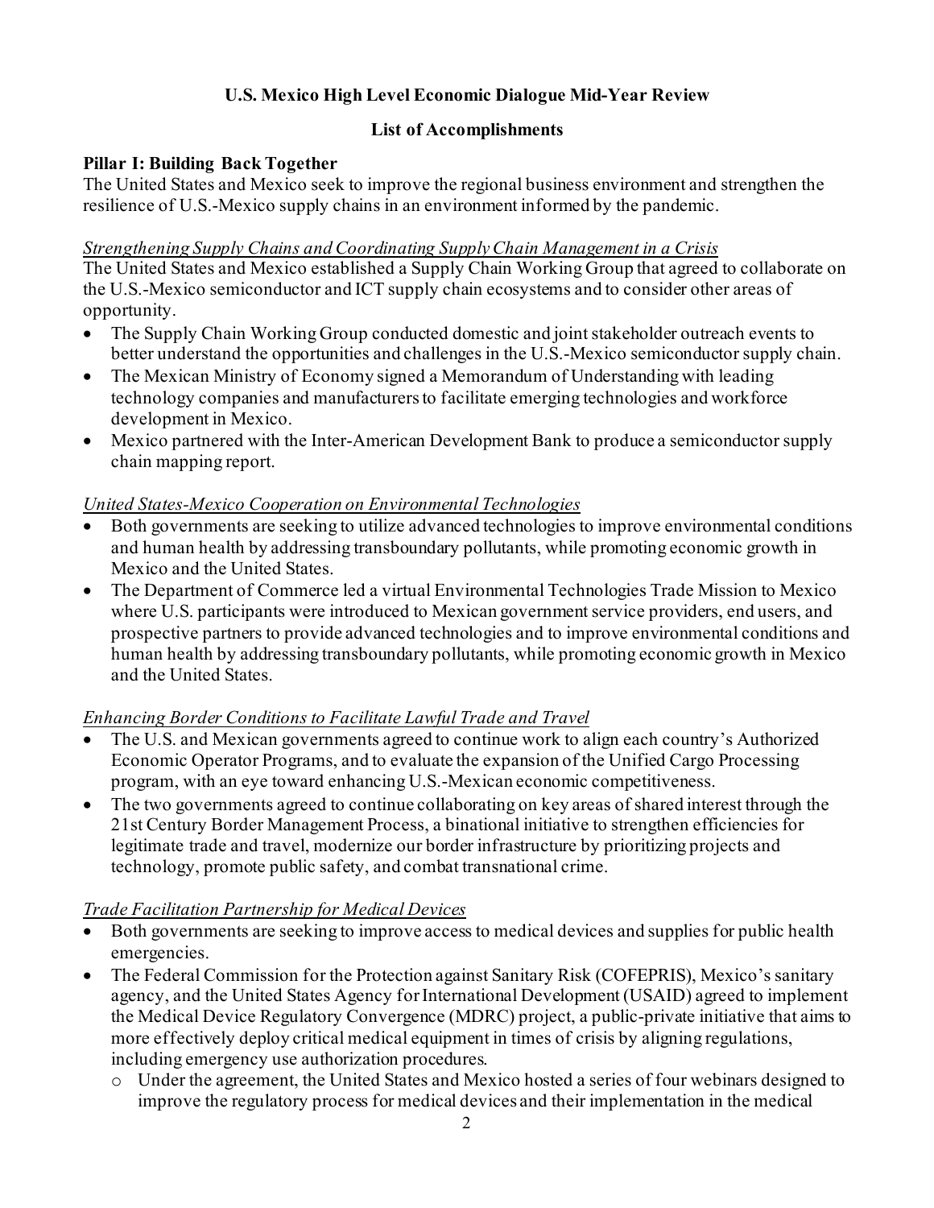**U.S. Mexico High Level Economic Dialogue Mid-Year Review**

**List of Accomplishments**

**Pillar I: Building Back Together**

The United States and Mexico seek to improve the regional business environment and strengthen the resilience of U.S.-Mexico supply chains in an environment informed by the pandemic.

*Strengthening Supply Chains and Coordinating Supply Chain Management in a Crisis*

The United States and Mexico established a Supply Chain Working Group that agreed to collaborate on the U.S.-Mexico semiconductor and ICT supply chain ecosystems and to consider other areas of opportunity.

- The Supply Chain Working Group conducted domestic and joint stakeholder outreach events to better understand the opportunities and challenges in the U.S.-Mexico semiconductor supply chain.
- The Mexican Ministry of Economy signed a Memorandum of Understanding with leading technology companies and manufacturers to facilitate emerging technologies and workforce development in Mexico.
- Mexico partnered with the Inter-American Development Bank to produce a semiconductor supply chain mapping report.

*United States-Mexico Cooperation on Environmental Technologies*

- Both governments are seeking to utilize advanced technologies to improve environmental conditions and human health by addressing transboundary pollutants, while promoting economic growth in Mexico and the United States.
- The Department of Commerce led a virtual Environmental Technologies Trade Mission to Mexico where U.S. participants were introduced to Mexican government service providers, end users, and prospective partners to provide advanced technologies and to improve environmental conditions and human health by addressing transboundary pollutants, while promoting economic growth in Mexico and the United States.

*Enhancing Border Conditions to Facilitate Lawful Trade and Travel*

- The U.S. and Mexican governments agreed to continue work to align each country's Authorized Economic Operator Programs, and to evaluate the expansion of the Unified Cargo Processing program, with an eye toward enhancing U.S.-Mexican economic competitiveness.
- The two governments agreed to continue collaborating on key areas of shared interest through the 21st Century Border Management Process, a binational initiative to strengthen efficiencies for legitimate trade and travel, modernize our border infrastructure by prioritizing projects and technology, promote public safety, and combat transnational crime.

*Trade Facilitation Partnership for Medical Devices*

- Both governments are seeking to improve access to medical devices and supplies for public health emergencies.
- The Federal Commission for the Protection against Sanitary Risk (COFEPRIS), Mexico's sanitary agency, and the United States Agency for International Development (USAID) agreed to implement the Medical Device Regulatory Convergence (MDRC) project, a public-private initiative that aims to more effectively deploy critical medical equipment in times of crisis by aligning regulations, including emergency use authorization procedures.
  - Under the agreement, the United States and Mexico hosted a series of four webinars designed to improve the regulatory process for medical devices and their implementation in the medical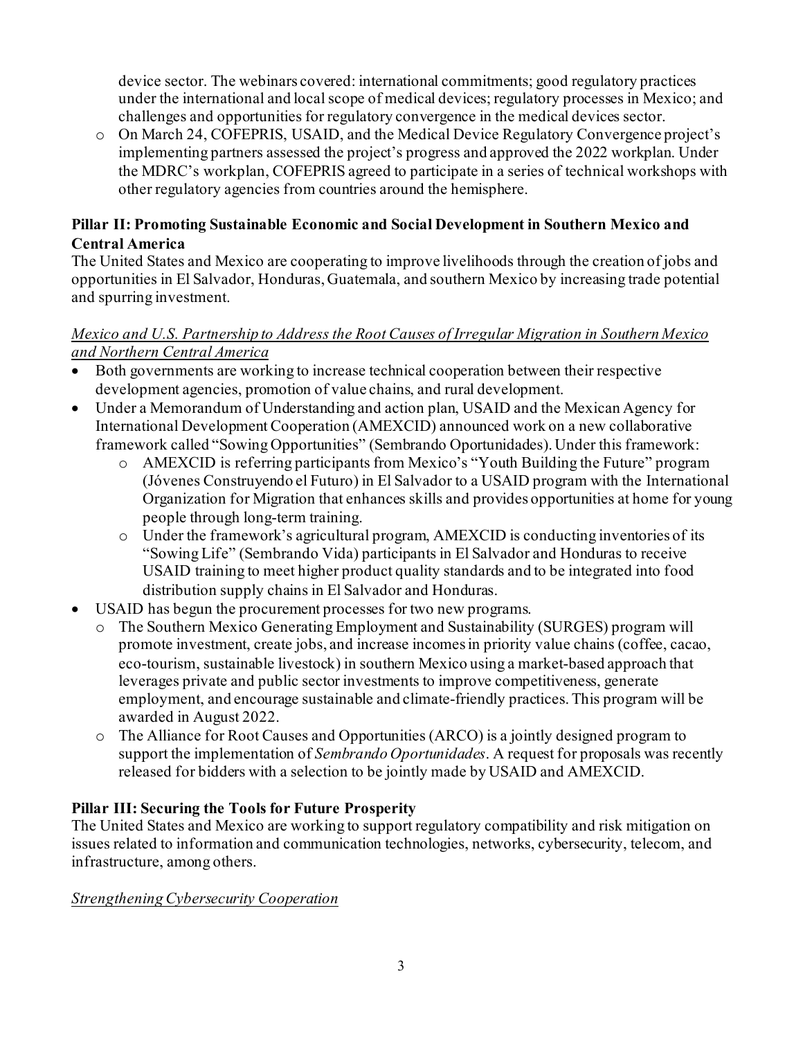device sector. The webinars covered: international commitments; good regulatory practices under the international and local scope of medical devices; regulatory processes in Mexico; and challenges and opportunities for regulatory convergence in the medical devices sector.
    - On March 24, COFEPRIS, USAID, and the Medical Device Regulatory Convergence project's implementing partners assessed the project's progress and approved the 2022 workplan. Under the MDRC's workplan, COFEPRIS agreed to participate in a series of technical workshops with other regulatory agencies from countries around the hemisphere.

**Pillar II: Promoting Sustainable Economic and Social Development in Southern Mexico and Central America**

The United States and Mexico are cooperating to improve livelihoods through the creation of jobs and opportunities in El Salvador, Honduras, Guatemala, and southern Mexico by increasing trade potential and spurring investment.

<u>*Mexico and U.S. Partnership to Address the Root Causes of Irregular Migration in Southern Mexico and Northern Central America*</u>

- Both governments are working to increase technical cooperation between their respective development agencies, promotion of value chains, and rural development.
- Under a Memorandum of Understanding and action plan, USAID and the Mexican Agency for International Development Cooperation (AMEXCID) announced work on a new collaborative framework called "Sowing Opportunities" (Sembrando Oportunidades). Under this framework:
    - AMEXCID is referring participants from Mexico's "Youth Building the Future" program (Jóvenes Construyendo el Futuro) in El Salvador to a USAID program with the International Organization for Migration that enhances skills and provides opportunities at home for young people through long-term training.
    - Under the framework's agricultural program, AMEXCID is conducting inventories of its "Sowing Life" (Sembrando Vida) participants in El Salvador and Honduras to receive USAID training to meet higher product quality standards and to be integrated into food distribution supply chains in El Salvador and Honduras.
- USAID has begun the procurement processes for two new programs.
    - The Southern Mexico Generating Employment and Sustainability (SURGES) program will promote investment, create jobs, and increase incomes in priority value chains (coffee, cacao, eco-tourism, sustainable livestock) in southern Mexico using a market-based approach that leverages private and public sector investments to improve competitiveness, generate employment, and encourage sustainable and climate-friendly practices. This program will be awarded in August 2022.
    - The Alliance for Root Causes and Opportunities (ARCO) is a jointly designed program to support the implementation of *Sembrando Oportunidades*. A request for proposals was recently released for bidders with a selection to be jointly made by USAID and AMEXCID.

**Pillar III: Securing the Tools for Future Prosperity**

The United States and Mexico are working to support regulatory compatibility and risk mitigation on issues related to information and communication technologies, networks, cybersecurity, telecom, and infrastructure, among others.

<u>*Strengthening Cybersecurity Cooperation*</u>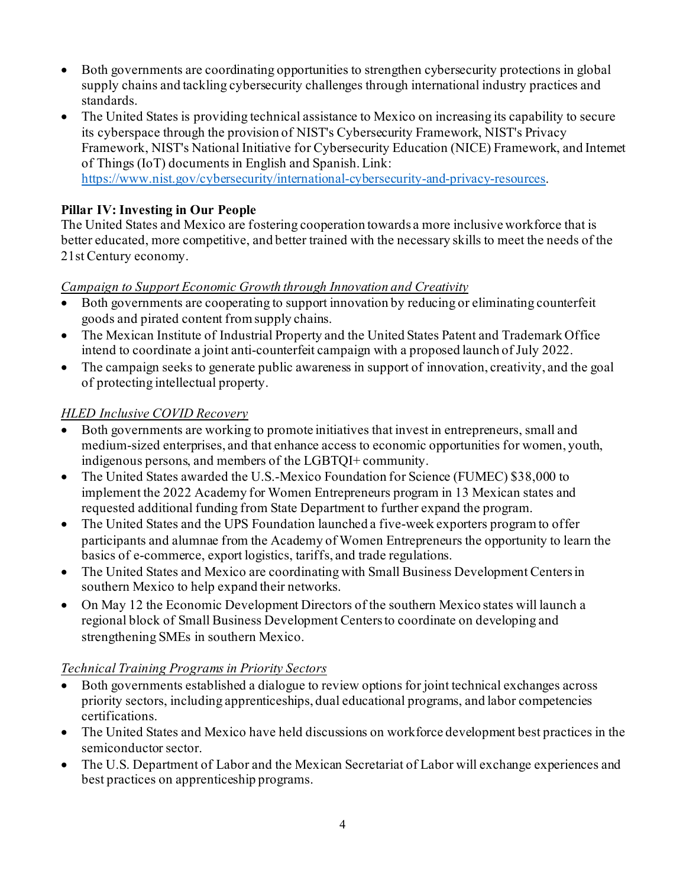- Both governments are coordinating opportunities to strengthen cybersecurity protections in global supply chains and tackling cybersecurity challenges through international industry practices and standards.
- The United States is providing technical assistance to Mexico on increasing its capability to secure its cyberspace through the provision of NIST's Cybersecurity Framework, NIST's Privacy Framework, NIST's National Initiative for Cybersecurity Education (NICE) Framework, and Internet of Things (IoT) documents in English and Spanish. Link: https://www.nist.gov/cybersecurity/international-cybersecurity-and-privacy-resources.

**Pillar IV: Investing in Our People**

The United States and Mexico are fostering cooperation towards a more inclusive workforce that is better educated, more competitive, and better trained with the necessary skills to meet the needs of the 21st Century economy.

*Campaign to Support Economic Growth through Innovation and Creativity*

- Both governments are cooperating to support innovation by reducing or eliminating counterfeit goods and pirated content from supply chains.
- The Mexican Institute of Industrial Property and the United States Patent and Trademark Office intend to coordinate a joint anti-counterfeit campaign with a proposed launch of July 2022.
- The campaign seeks to generate public awareness in support of innovation, creativity, and the goal of protecting intellectual property.

*HLED Inclusive COVID Recovery*

- Both governments are working to promote initiatives that invest in entrepreneurs, small and medium-sized enterprises, and that enhance access to economic opportunities for women, youth, indigenous persons, and members of the LGBTQI+ community.
- The United States awarded the U.S.-Mexico Foundation for Science (FUMEC) $38,000 to implement the 2022 Academy for Women Entrepreneurs program in 13 Mexican states and requested additional funding from State Department to further expand the program.
- The United States and the UPS Foundation launched a five-week exporters program to offer participants and alumnae from the Academy of Women Entrepreneurs the opportunity to learn the basics of e-commerce, export logistics, tariffs, and trade regulations.
- The United States and Mexico are coordinating with Small Business Development Centers in southern Mexico to help expand their networks.
- On May 12 the Economic Development Directors of the southern Mexico states will launch a regional block of Small Business Development Centers to coordinate on developing and strengthening SMEs in southern Mexico.

*Technical Training Programs in Priority Sectors*

- Both governments established a dialogue to review options for joint technical exchanges across priority sectors, including apprenticeships, dual educational programs, and labor competencies certifications.
- The United States and Mexico have held discussions on workforce development best practices in the semiconductor sector.
- The U.S. Department of Labor and the Mexican Secretariat of Labor will exchange experiences and best practices on apprenticeship programs.